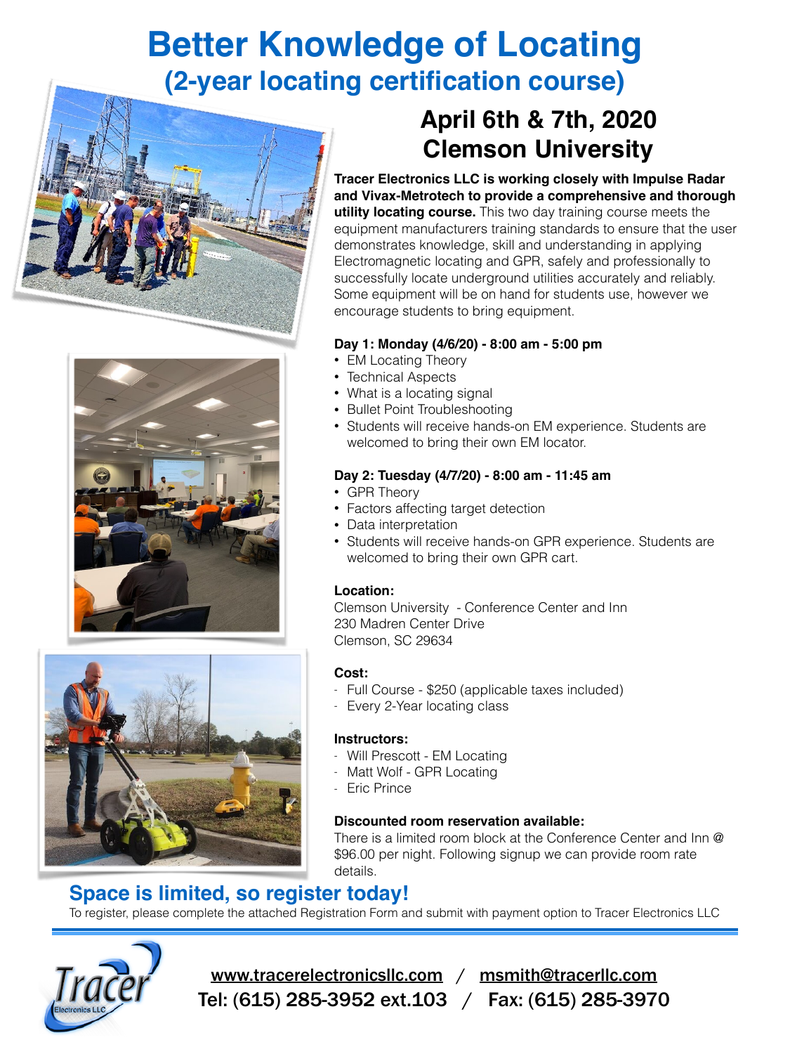# Better Knowledge of Locating

## (2-year locating certification course)

## April 6th & 7th, 2020
## Clemson University

**Tracer Electronics LLC is working closely with Impulse Radar and Vivax-Metrotech to provide a comprehensive and thorough utility locating course.** This two day training course meets the equipment manufacturers training standards to ensure that the user demonstrates knowledge, skill and understanding in applying Electromagnetic locating and GPR, safely and professionally to successfully locate underground utilities accurately and reliably. Some equipment will be on hand for students use, however we encourage students to bring equipment.

**Day 1: Monday (4/6/20) - 8:00 am - 5:00 pm**

- EM Locating Theory
- Technical Aspects
- What is a locating signal
- Bullet Point Troubleshooting
- Students will receive hands-on EM experience. Students are welcomed to bring their own EM locator.

**Day 2: Tuesday (4/7/20) - 8:00 am - 11:45 am**

- GPR Theory
- Factors affecting target detection
- Data interpretation
- Students will receive hands-on GPR experience. Students are welcomed to bring their own GPR cart.

**Location:**

Clemson University - Conference Center and Inn
230 Madren Center Drive
Clemson, SC 29634

**Cost:**

- Full Course - $250 (applicable taxes included)
- Every 2-Year locating class

**Instructors:**

- Will Prescott - EM Locating
- Matt Wolf - GPR Locating
- Eric Prince

**Discounted room reservation available:**

There is a limited room block at the Conference Center and Inn @ $96.00 per night. Following signup we can provide room rate details.

## Space is limited, so register today!

To register, please complete the attached Registration Form and submit with payment option to Tracer Electronics LLC

Tracer Electronics LLC

www.tracerelectronicsllc.com / msmith@tracerllc.com
Tel: (615) 285-3952 ext.103 / Fax: (615) 285-3970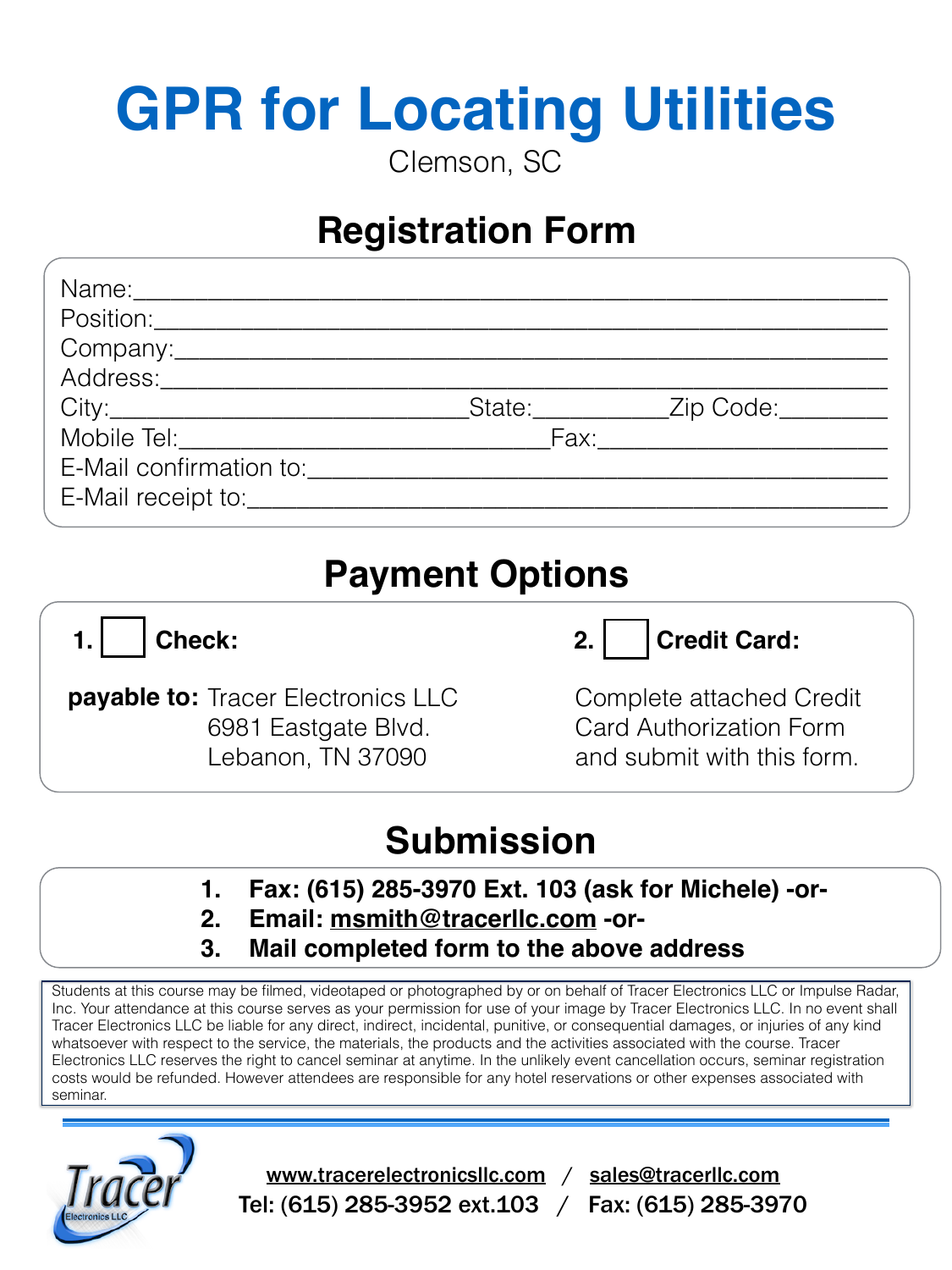# GPR for Locating Utilities

Clemson, SC

## Registration Form

Name:\_\_\_\_\_\_\_\_\_\_\_\_\_\_\_\_\_\_\_\_\_\_\_\_\_\_\_\_\_\_\_\_\_\_\_\_\_\_\_\_\_\_\_\_\_\_\_\_

Position:\_\_\_\_\_\_\_\_\_\_\_\_\_\_\_\_\_\_\_\_\_\_\_\_\_\_\_\_\_\_\_\_\_\_\_\_\_\_\_\_\_\_\_\_\_\_

Company:\_\_\_\_\_\_\_\_\_\_\_\_\_\_\_\_\_\_\_\_\_\_\_\_\_\_\_\_\_\_\_\_\_\_\_\_\_\_\_\_\_\_\_\_\_

Address:\_\_\_\_\_\_\_\_\_\_\_\_\_\_\_\_\_\_\_\_\_\_\_\_\_\_\_\_\_\_\_\_\_\_\_\_\_\_\_\_\_\_\_\_\_\_

City:\_\_\_\_\_\_\_\_\_\_\_\_\_\_\_\_\_\_\_\_\_\_\_\_\_\_State:\_\_\_\_\_\_\_\_\_\_Zip Code:\_\_\_\_\_\_\_\_

Mobile Tel:\_\_\_\_\_\_\_\_\_\_\_\_\_\_\_\_\_\_\_\_\_\_\_\_\_\_\_\_Fax:\_\_\_\_\_\_\_\_\_\_\_\_\_\_\_\_\_\_\_\_\_\_

E-Mail confirmation to:\_\_\_\_\_\_\_\_\_\_\_\_\_\_\_\_\_\_\_\_\_\_\_\_\_\_\_\_\_\_\_\_\_\_\_\_\_\_\_\_\_\_

E-Mail receipt to:\_\_\_\_\_\_\_\_\_\_\_\_\_\_\_\_\_\_\_\_\_\_\_\_\_\_\_\_\_\_\_\_\_\_\_\_\_\_\_\_\_\_\_\_\_

## Payment Options

**1. ☐ Check:**

**payable to:** Tracer Electronics LLC
6981 Eastgate Blvd.
Lebanon, TN 37090

**2. ☐ Credit Card:**

Complete attached Credit Card Authorization Form and submit with this form.

## Submission

1. **Fax: (615) 285-3970 Ext. 103 (ask for Michele) -or-**
2. **Email: msmith@tracerllc.com -or-**
3. **Mail completed form to the above address**

Students at this course may be filmed, videotaped or photographed by or on behalf of Tracer Electronics LLC or Impulse Radar, Inc. Your attendance at this course serves as your permission for use of your image by Tracer Electronics LLC. In no event shall Tracer Electronics LLC be liable for any direct, indirect, incidental, punitive, or consequential damages, or injuries of any kind whatsoever with respect to the service, the materials, the products and the activities associated with the course. Tracer Electronics LLC reserves the right to cancel seminar at anytime. In the unlikely event cancellation occurs, seminar registration costs would be refunded. However attendees are responsible for any hotel reservations or other expenses associated with seminar.

Tracer Electronics LLC

www.tracerelectronicsllc.com / sales@tracerllc.com
Tel: (615) 285-3952 ext.103 / Fax: (615) 285-3970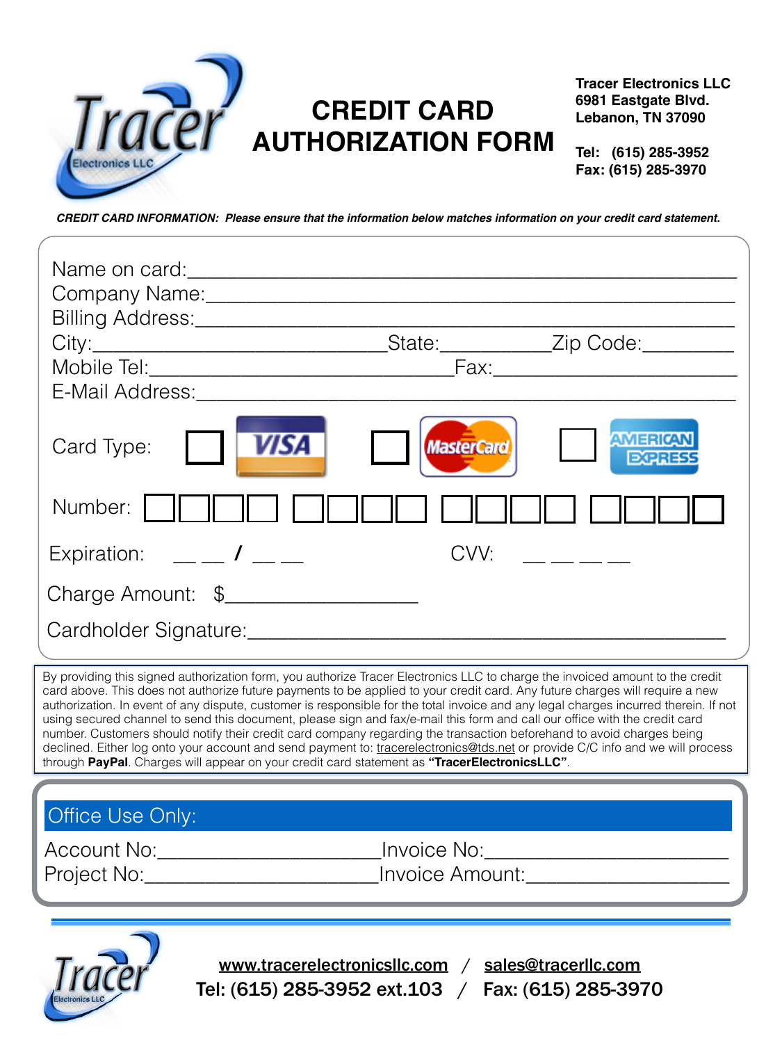Tracer Electronics LLC

# CREDIT CARD AUTHORIZATION FORM

**Tracer Electronics LLC**
**6981 Eastgate Blvd.**
**Lebanon, TN 37090**

**Tel: (615) 285-3952**
**Fax: (615) 285-3970**

***CREDIT CARD INFORMATION: Please ensure that the information below matches information on your credit card statement.***

Name on card:______________________________________________

Company Name:____________________________________________

Billing Address:____________________________________________

City:___________________________State:__________Zip Code:________

Mobile Tel:____________________________Fax:______________________

E-Mail Address:_____________________________________________

Card Type: ☐ VISA ☐ MasterCard ☐ AMERICAN EXPRESS

Number: ☐☐☐☐ ☐☐☐☐ ☐☐☐☐ ☐☐☐☐

Expiration: __ __ / __ __ CVV: __ __ __ __

Charge Amount: $_________________

Cardholder Signature:_________________________________________

By providing this signed authorization form, you authorize Tracer Electronics LLC to charge the invoiced amount to the credit card above. This does not authorize future payments to be applied to your credit card. Any future charges will require a new authorization. In event of any dispute, customer is responsible for the total invoice and any legal charges incurred therein. If not using secured channel to send this document, please sign and fax/e-mail this form and call our office with the credit card number. Customers should notify their credit card company regarding the transaction beforehand to avoid charges being declined. Either log onto your account and send payment to: tracerelectronics@tds.net or provide C/C info and we will process through **PayPal**. Charges will appear on your credit card statement as **"TracerElectronicsLLC"**.

## Office Use Only:

Account No:____________________Invoice No:______________________

Project No:_____________________Invoice Amount:_________________

Tracer Electronics LLC

www.tracerelectronicsllc.com / sales@tracerllc.com
Tel: (615) 285-3952 ext.103 / Fax: (615) 285-3970